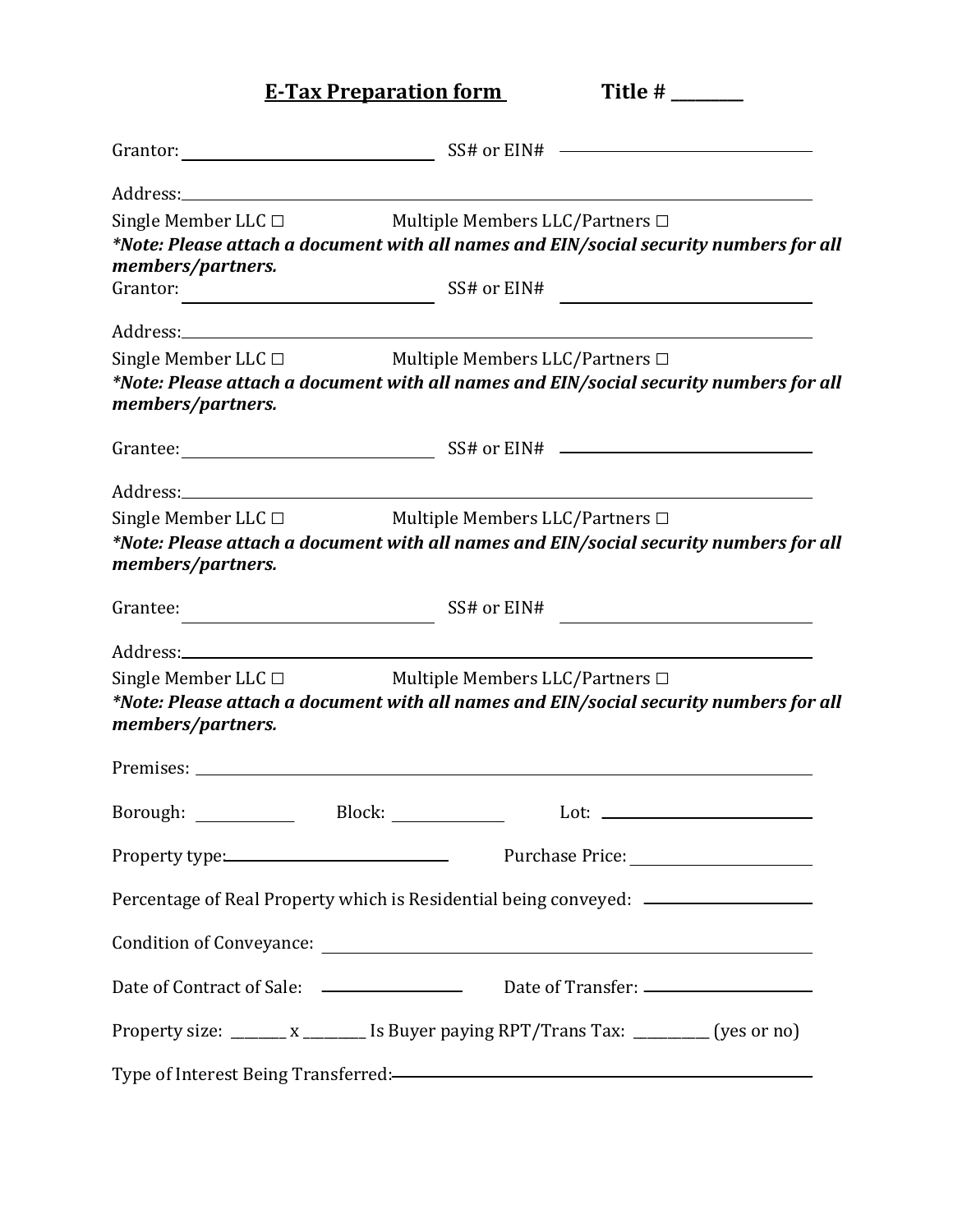# E-Tax Preparation form        Title # ________

Grantor: ______________________________ SS# or EIN# ______________________________

Address: ____________________________________________________________________________

Single Member LLC ☐        Multiple Members LLC/Partners ☐

***Note: Please attach a document with all names and EIN/social security numbers for all members/partners.***

Grantor: ______________________________ SS# or EIN# ______________________________

Address: ____________________________________________________________________________

Single Member LLC ☐        Multiple Members LLC/Partners ☐

***Note: Please attach a document with all names and EIN/social security numbers for all members/partners.***

Grantee: ______________________________ SS# or EIN# ______________________________

Address: ____________________________________________________________________________

Single Member LLC ☐        Multiple Members LLC/Partners ☐

***Note: Please attach a document with all names and EIN/social security numbers for all members/partners.***

Grantee: ______________________________ SS# or EIN# ______________________________

Address: ____________________________________________________________________________

Single Member LLC ☐        Multiple Members LLC/Partners ☐

***Note: Please attach a document with all names and EIN/social security numbers for all members/partners.***

Premises: ___________________________________________________________________________

Borough: ____________ Block: _____________ Lot: _________________________

Property type: ______________________________ Purchase Price: ______________________

Percentage of Real Property which is Residential being conveyed: ____________________

Condition of Conveyance: ____________________________________________________________

Date of Contract of Sale: _________________ Date of Transfer: ____________________

Property size: _______ x ________ Is Buyer paying RPT/Trans Tax: _________ (yes or no)

Type of Interest Being Transferred: __________________________________________________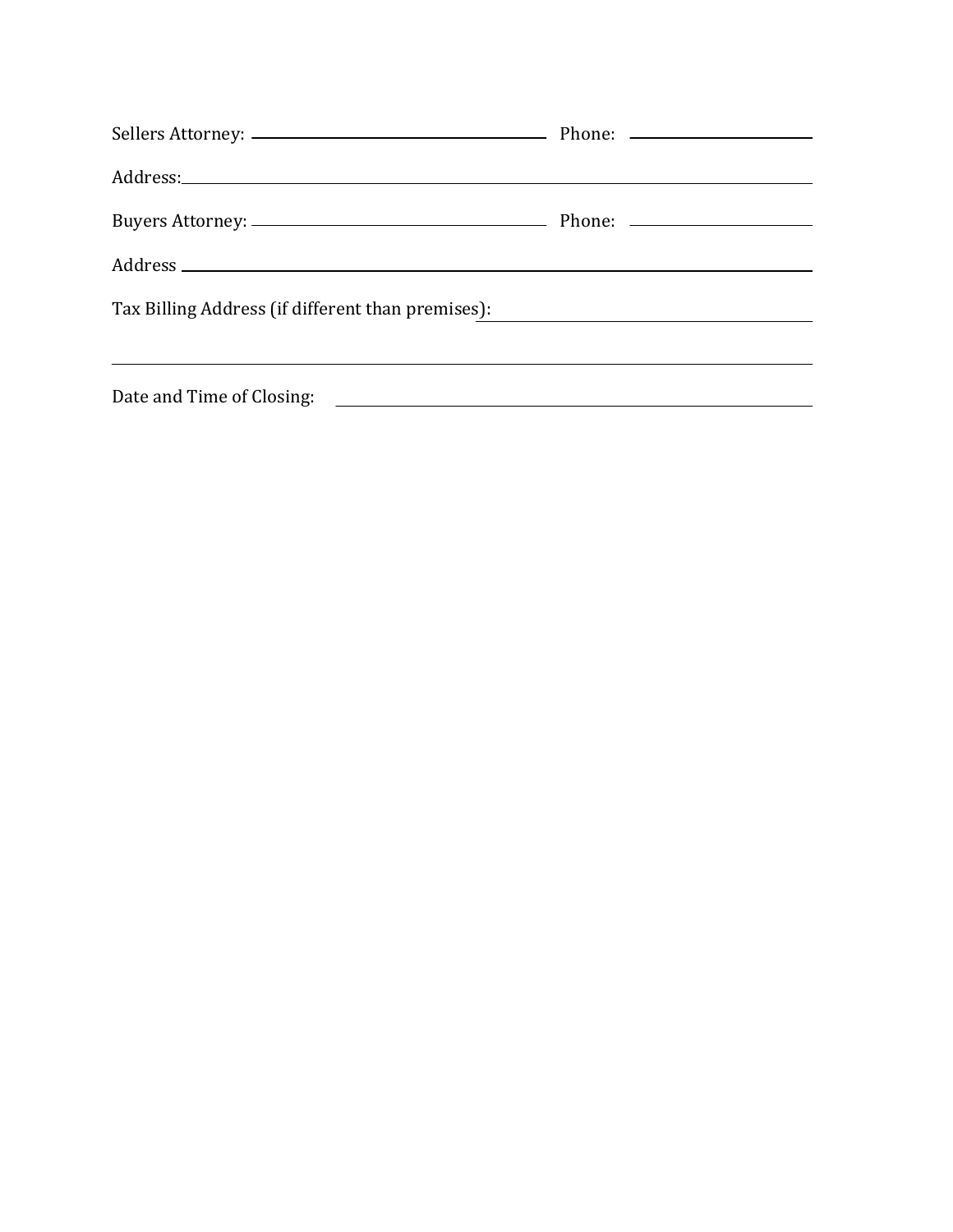Sellers Attorney: ______________________________ Phone: ________________

Address: ________________________________________________________________

Buyers Attorney: ______________________________ Phone: ________________

Address ________________________________________________________________

Tax Billing Address (if different than premises): ______________________________

________________________________________________________________________

Date and Time of Closing: ______________________________________________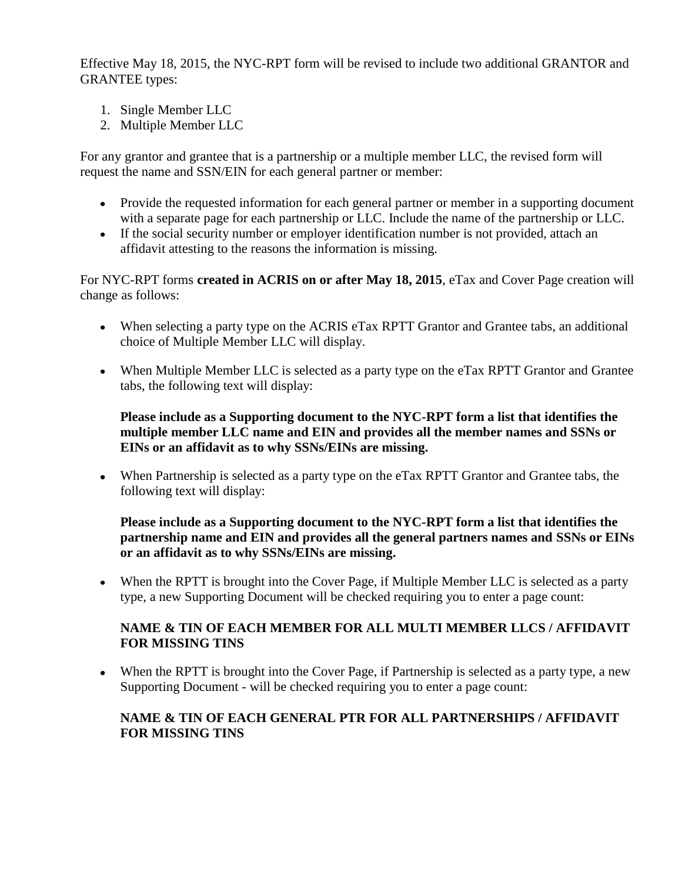Effective May 18, 2015, the NYC-RPT form will be revised to include two additional GRANTOR and GRANTEE types:

1. Single Member LLC
2. Multiple Member LLC

For any grantor and grantee that is a partnership or a multiple member LLC, the revised form will request the name and SSN/EIN for each general partner or member:

- Provide the requested information for each general partner or member in a supporting document with a separate page for each partnership or LLC. Include the name of the partnership or LLC.
- If the social security number or employer identification number is not provided, attach an affidavit attesting to the reasons the information is missing.

For NYC-RPT forms **created in ACRIS on or after May 18, 2015**, eTax and Cover Page creation will change as follows:

- When selecting a party type on the ACRIS eTax RPTT Grantor and Grantee tabs, an additional choice of Multiple Member LLC will display.

- When Multiple Member LLC is selected as a party type on the eTax RPTT Grantor and Grantee tabs, the following text will display:

  **Please include as a Supporting document to the NYC-RPT form a list that identifies the multiple member LLC name and EIN and provides all the member names and SSNs or EINs or an affidavit as to why SSNs/EINs are missing.**

- When Partnership is selected as a party type on the eTax RPTT Grantor and Grantee tabs, the following text will display:

  **Please include as a Supporting document to the NYC-RPT form a list that identifies the partnership name and EIN and provides all the general partners names and SSNs or EINs or an affidavit as to why SSNs/EINs are missing.**

- When the RPTT is brought into the Cover Page, if Multiple Member LLC is selected as a party type, a new Supporting Document will be checked requiring you to enter a page count:

  **NAME & TIN OF EACH MEMBER FOR ALL MULTI MEMBER LLCS / AFFIDAVIT FOR MISSING TINS**

- When the RPTT is brought into the Cover Page, if Partnership is selected as a party type, a new Supporting Document - will be checked requiring you to enter a page count:

  **NAME & TIN OF EACH GENERAL PTR FOR ALL PARTNERSHIPS / AFFIDAVIT FOR MISSING TINS**